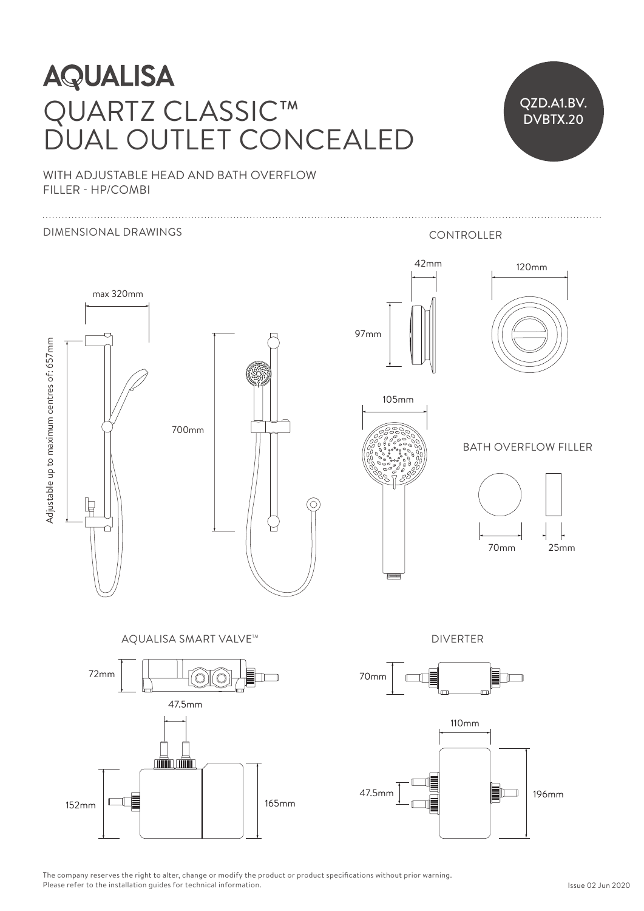# AQUALISA

# QUARTZ CLASSIC™ DUAL OUTLET CONCEALED

QZD.A1.BV.DVBTX.20

WITH ADJUSTABLE HEAD AND BATH OVERFLOW FILLER - HP/COMBI

DIMENSIONAL DRAWINGS

max 320mm

Adjustable up to maximum centres of: 657mm

700mm

CONTROLLER

42mm

120mm

97mm

105mm

BATH OVERFLOW FILLER

70mm

25mm

AQUALISA SMART VALVE™

72mm

47.5mm

152mm

165mm

DIVERTER

70mm

110mm

47.5mm

196mm

The company reserves the right to alter, change or modify the product or product specifications without prior warning.
Please refer to the installation guides for technical information.

Issue 02 Jun 2020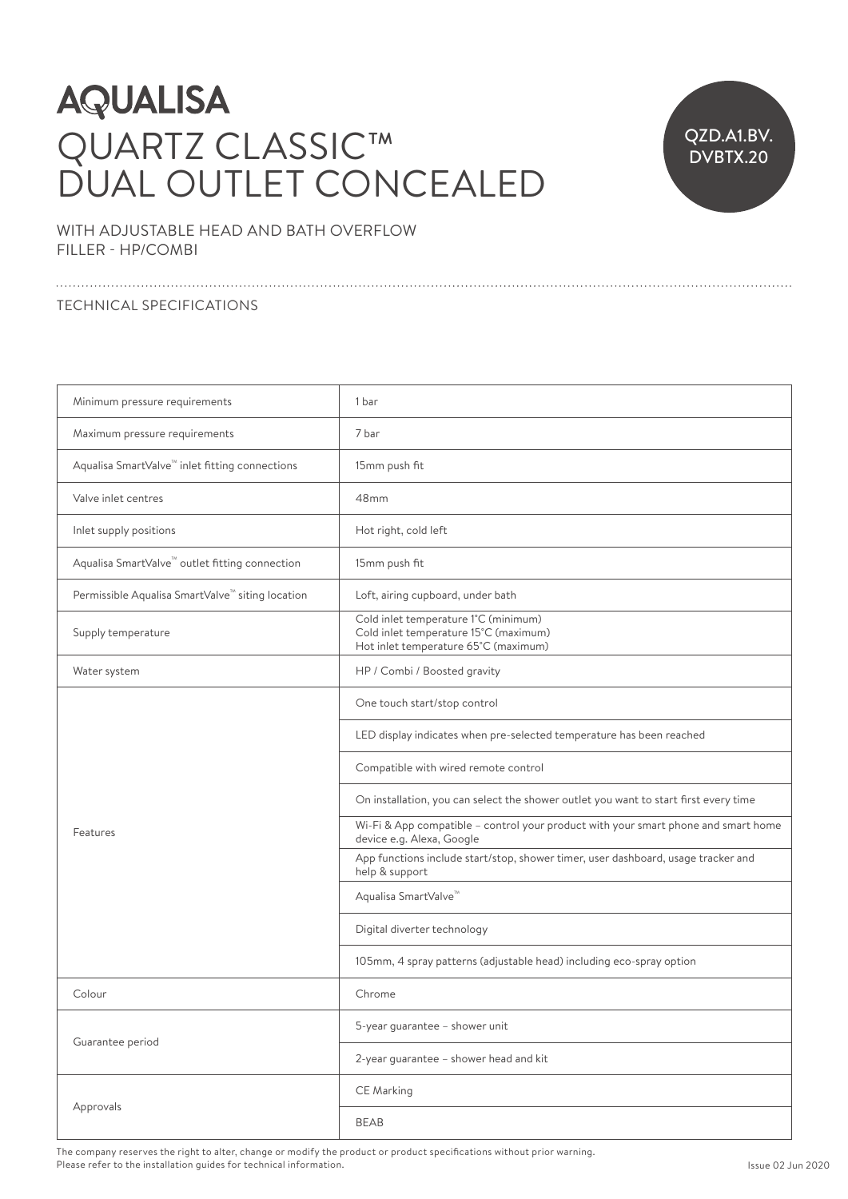# AQUALISA

# QUARTZ CLASSIC™ DUAL OUTLET CONCEALED

QZD.A1.BV.DVBTX.20

WITH ADJUSTABLE HEAD AND BATH OVERFLOW FILLER - HP/COMBI

TECHNICAL SPECIFICATIONS

| | |
|---|---|
| Minimum pressure requirements | 1 bar |
| Maximum pressure requirements | 7 bar |
| Aqualisa SmartValve™ inlet fitting connections | 15mm push fit |
| Valve inlet centres | 48mm |
| Inlet supply positions | Hot right, cold left |
| Aqualisa SmartValve™ outlet fitting connection | 15mm push fit |
| Permissible Aqualisa SmartValve™ siting location | Loft, airing cupboard, under bath |
| Supply temperature | Cold inlet temperature 1°C (minimum)<br>Cold inlet temperature 15°C (maximum)<br>Hot inlet temperature 65°C (maximum) |
| Water system | HP / Combi / Boosted gravity |
| Features | One touch start/stop control |
| | LED display indicates when pre-selected temperature has been reached |
| | Compatible with wired remote control |
| | On installation, you can select the shower outlet you want to start first every time |
| | Wi-Fi & App compatible – control your product with your smart phone and smart home device e.g. Alexa, Google |
| | App functions include start/stop, shower timer, user dashboard, usage tracker and help & support |
| | Aqualisa SmartValve™ |
| | Digital diverter technology |
| | 105mm, 4 spray patterns (adjustable head) including eco-spray option |
| Colour | Chrome |
| Guarantee period | 5-year guarantee – shower unit |
| | 2-year guarantee – shower head and kit |
| Approvals | CE Marking |
| | BEAB |

The company reserves the right to alter, change or modify the product or product specifications without prior warning.
Please refer to the installation guides for technical information.

Issue 02 Jun 2020